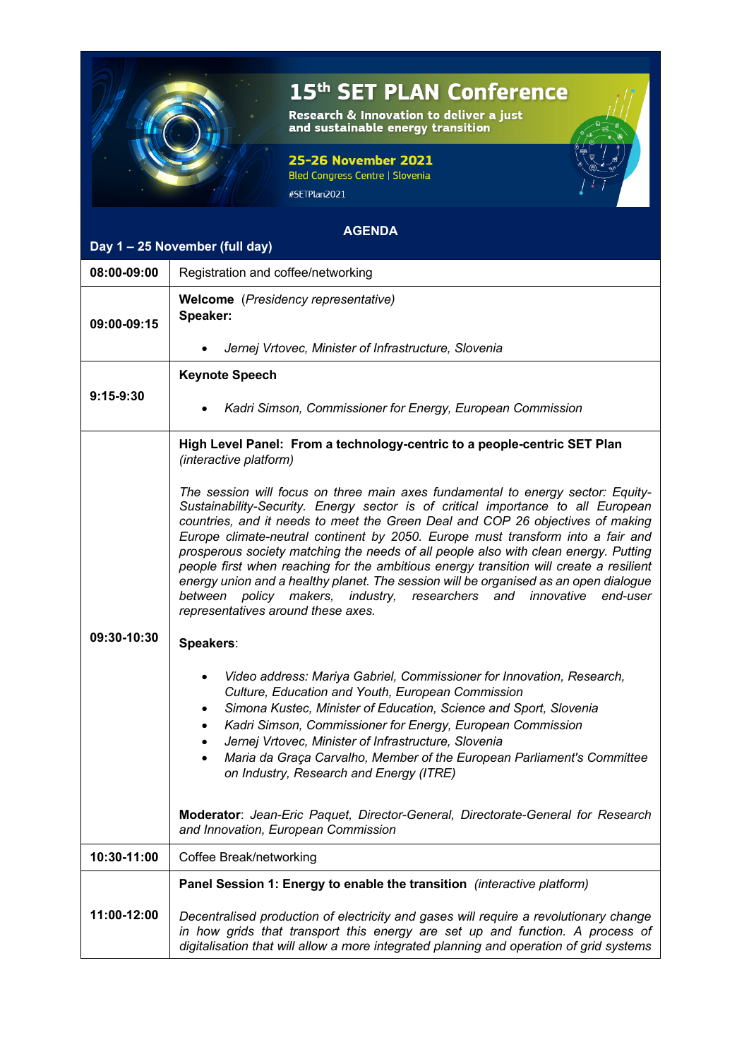# 15th SET PLAN Conference

**Research & Innovation to deliver a just and sustainable energy transition**

**25-26 November 2021**

Bled Congress Centre | Slovenia

#SETPlan2021

## AGENDA

### Day 1 – 25 November (full day)

| | |
|---|---|
| **08:00-09:00** | Registration and coffee/networking |
| **09:00-09:15** | **Welcome** (*Presidency representative*)<br>**Speaker:**<br>• *Jernej Vrtovec, Minister of Infrastructure, Slovenia* |
| **9:15-9:30** | **Keynote Speech**<br>• *Kadri Simson, Commissioner for Energy, European Commission* |
| **09:30-10:30** | **High Level Panel: From a technology-centric to a people-centric SET Plan** *(interactive platform)*<br><br>*The session will focus on three main axes fundamental to energy sector: Equity-Sustainability-Security. Energy sector is of critical importance to all European countries, and it needs to meet the Green Deal and COP 26 objectives of making Europe climate-neutral continent by 2050. Europe must transform into a fair and prosperous society matching the needs of all people also with clean energy. Putting people first when reaching for the ambitious energy transition will create a resilient energy union and a healthy planet. The session will be organised as an open dialogue between policy makers, industry, researchers and innovative end-user representatives around these axes.*<br><br>**Speakers**:<br>• *Video address: Mariya Gabriel, Commissioner for Innovation, Research, Culture, Education and Youth, European Commission*<br>• *Simona Kustec, Minister of Education, Science and Sport, Slovenia*<br>• *Kadri Simson, Commissioner for Energy, European Commission*<br>• *Jernej Vrtovec, Minister of Infrastructure, Slovenia*<br>• *Maria da Graça Carvalho, Member of the European Parliament's Committee on Industry, Research and Energy (ITRE)*<br><br>**Moderator**: *Jean-Eric Paquet, Director-General, Directorate-General for Research and Innovation, European Commission* |
| **10:30-11:00** | Coffee Break/networking |
| **11:00-12:00** | **Panel Session 1: Energy to enable the transition** *(interactive platform)*<br><br>*Decentralised production of electricity and gases will require a revolutionary change in how grids that transport this energy are set up and function. A process of digitalisation that will allow a more integrated planning and operation of grid systems* |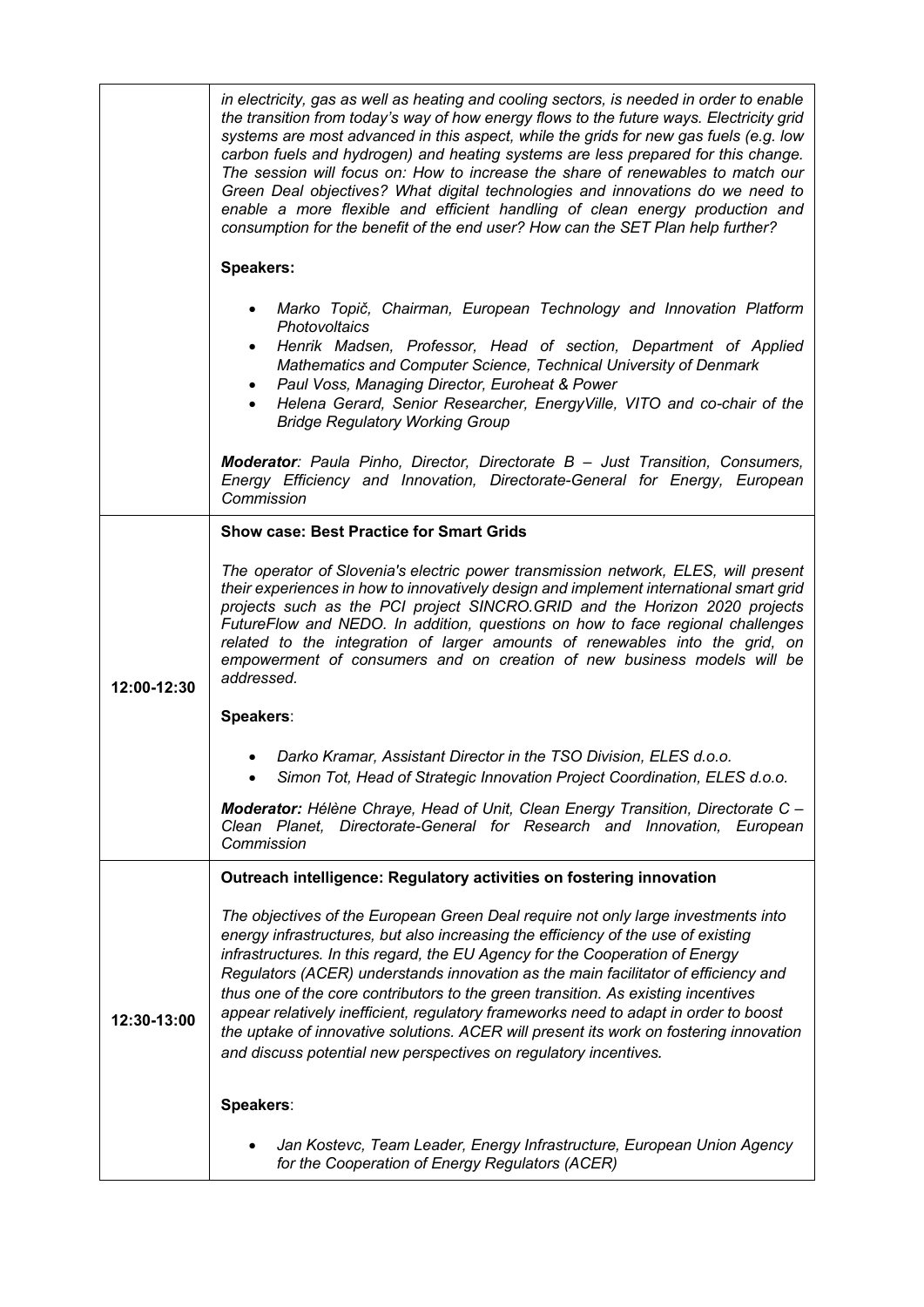| | |
|---|---|
| | *in electricity, gas as well as heating and cooling sectors, is needed in order to enable the transition from today's way of how energy flows to the future ways. Electricity grid systems are most advanced in this aspect, while the grids for new gas fuels (e.g. low carbon fuels and hydrogen) and heating systems are less prepared for this change. The session will focus on: How to increase the share of renewables to match our Green Deal objectives? What digital technologies and innovations do we need to enable a more flexible and efficient handling of clean energy production and consumption for the benefit of the end user? How can the SET Plan help further?*<br><br>**Speakers:**<br><br>• *Marko Topič, Chairman, European Technology and Innovation Platform Photovoltaics*<br>• *Henrik Madsen, Professor, Head of section, Department of Applied Mathematics and Computer Science, Technical University of Denmark*<br>• *Paul Voss, Managing Director, Euroheat & Power*<br>• *Helena Gerard, Senior Researcher, EnergyVille, VITO and co-chair of the Bridge Regulatory Working Group*<br><br>***Moderator****: Paula Pinho, Director, Directorate B – Just Transition, Consumers, Energy Efficiency and Innovation, Directorate-General for Energy, European Commission* |
| **12:00-12:30** | **Show case: Best Practice for Smart Grids**<br><br>*The operator of Slovenia's electric power transmission network, ELES, will present their experiences in how to innovatively design and implement international smart grid projects such as the PCI project SINCRO.GRID and the Horizon 2020 projects FutureFlow and NEDO. In addition, questions on how to face regional challenges related to the integration of larger amounts of renewables into the grid, on empowerment of consumers and on creation of new business models will be addressed.*<br><br>**Speakers**:<br><br>• *Darko Kramar, Assistant Director in the TSO Division, ELES d.o.o.*<br>• *Simon Tot, Head of Strategic Innovation Project Coordination, ELES d.o.o.*<br><br>***Moderator:*** *Hélène Chraye, Head of Unit, Clean Energy Transition, Directorate C – Clean Planet, Directorate-General for Research and Innovation, European Commission* |
| **12:30-13:00** | **Outreach intelligence: Regulatory activities on fostering innovation**<br><br>*The objectives of the European Green Deal require not only large investments into energy infrastructures, but also increasing the efficiency of the use of existing infrastructures. In this regard, the EU Agency for the Cooperation of Energy Regulators (ACER) understands innovation as the main facilitator of efficiency and thus one of the core contributors to the green transition. As existing incentives appear relatively inefficient, regulatory frameworks need to adapt in order to boost the uptake of innovative solutions. ACER will present its work on fostering innovation and discuss potential new perspectives on regulatory incentives.*<br><br>**Speakers**:<br><br>• *Jan Kostevc, Team Leader, Energy Infrastructure, European Union Agency for the Cooperation of Energy Regulators (ACER)* |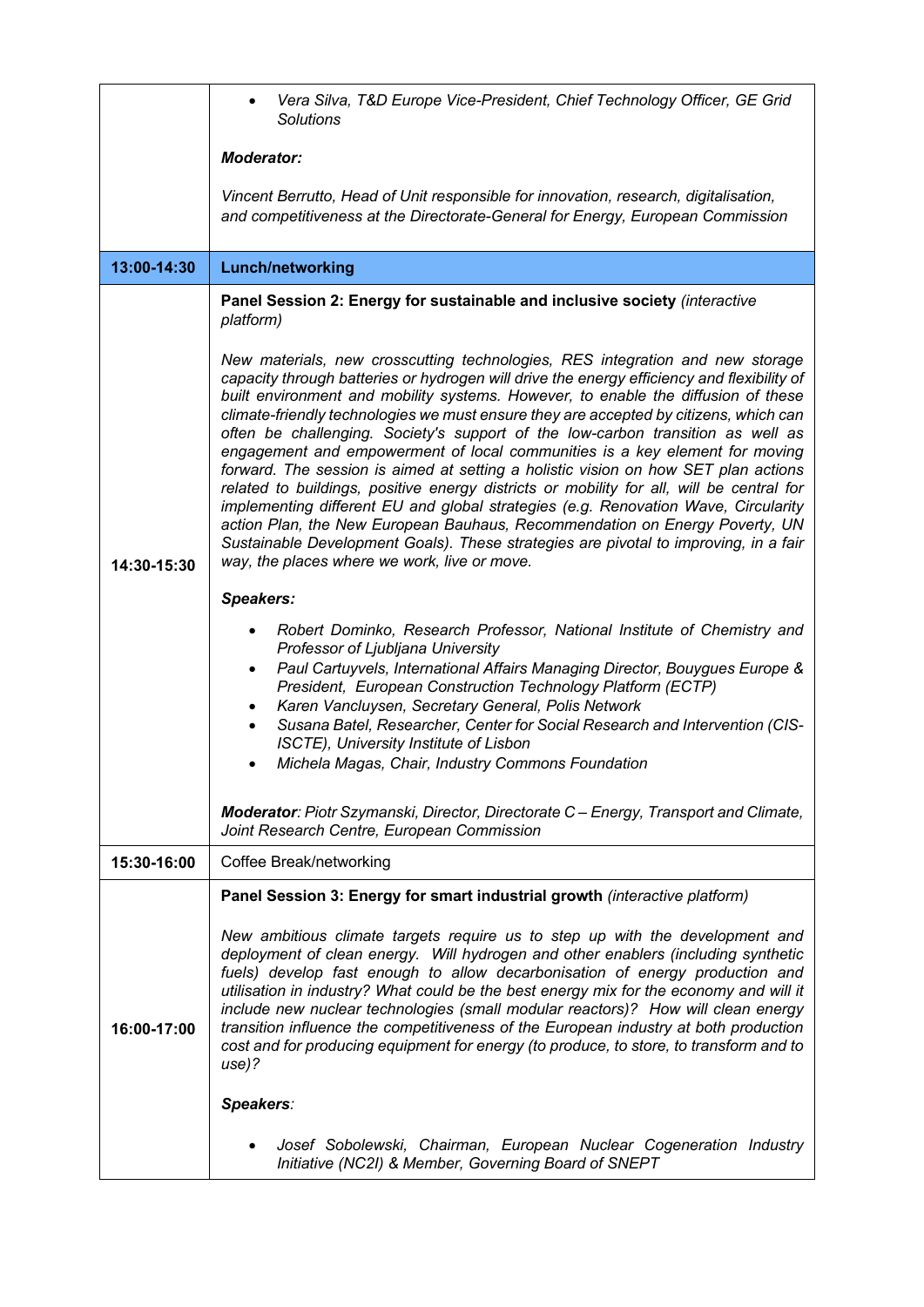| | |
|---|---|
| | • *Vera Silva, T&D Europe Vice-President, Chief Technology Officer, GE Grid Solutions*<br><br>***Moderator:***<br><br>*Vincent Berrutto, Head of Unit responsible for innovation, research, digitalisation, and competitiveness at the Directorate-General for Energy, European Commission* |
| **13:00-14:30** | **Lunch/networking** |
| **14:30-15:30** | **Panel Session 2: Energy for sustainable and inclusive society** *(interactive platform)*<br><br>*New materials, new crosscutting technologies, RES integration and new storage capacity through batteries or hydrogen will drive the energy efficiency and flexibility of built environment and mobility systems. However, to enable the diffusion of these climate-friendly technologies we must ensure they are accepted by citizens, which can often be challenging. Society's support of the low-carbon transition as well as engagement and empowerment of local communities is a key element for moving forward. The session is aimed at setting a holistic vision on how SET plan actions related to buildings, positive energy districts or mobility for all, will be central for implementing different EU and global strategies (e.g. Renovation Wave, Circularity action Plan, the New European Bauhaus, Recommendation on Energy Poverty, UN Sustainable Development Goals). These strategies are pivotal to improving, in a fair way, the places where we work, live or move.*<br><br>***Speakers:***<br><br>• *Robert Dominko, Research Professor, National Institute of Chemistry and Professor of Ljubljana University*<br>• *Paul Cartuyvels, International Affairs Managing Director, Bouygues Europe & President, European Construction Technology Platform (ECTP)*<br>• *Karen Vancluysen, Secretary General, Polis Network*<br>• *Susana Batel, Researcher, Center for Social Research and Intervention (CIS-ISCTE), University Institute of Lisbon*<br>• *Michela Magas, Chair, Industry Commons Foundation*<br><br>***Moderator**: Piotr Szymanski, Director, Directorate C – Energy, Transport and Climate, Joint Research Centre, European Commission* |
| **15:30-16:00** | Coffee Break/networking |
| **16:00-17:00** | **Panel Session 3: Energy for smart industrial growth** *(interactive platform)*<br><br>*New ambitious climate targets require us to step up with the development and deployment of clean energy. Will hydrogen and other enablers (including synthetic fuels) develop fast enough to allow decarbonisation of energy production and utilisation in industry? What could be the best energy mix for the economy and will it include new nuclear technologies (small modular reactors)? How will clean energy transition influence the competitiveness of the European industry at both production cost and for producing equipment for energy (to produce, to store, to transform and to use)?*<br><br>***Speakers**:*<br><br>• *Josef Sobolewski, Chairman, European Nuclear Cogeneration Industry Initiative (NC2I) & Member, Governing Board of SNEPT* |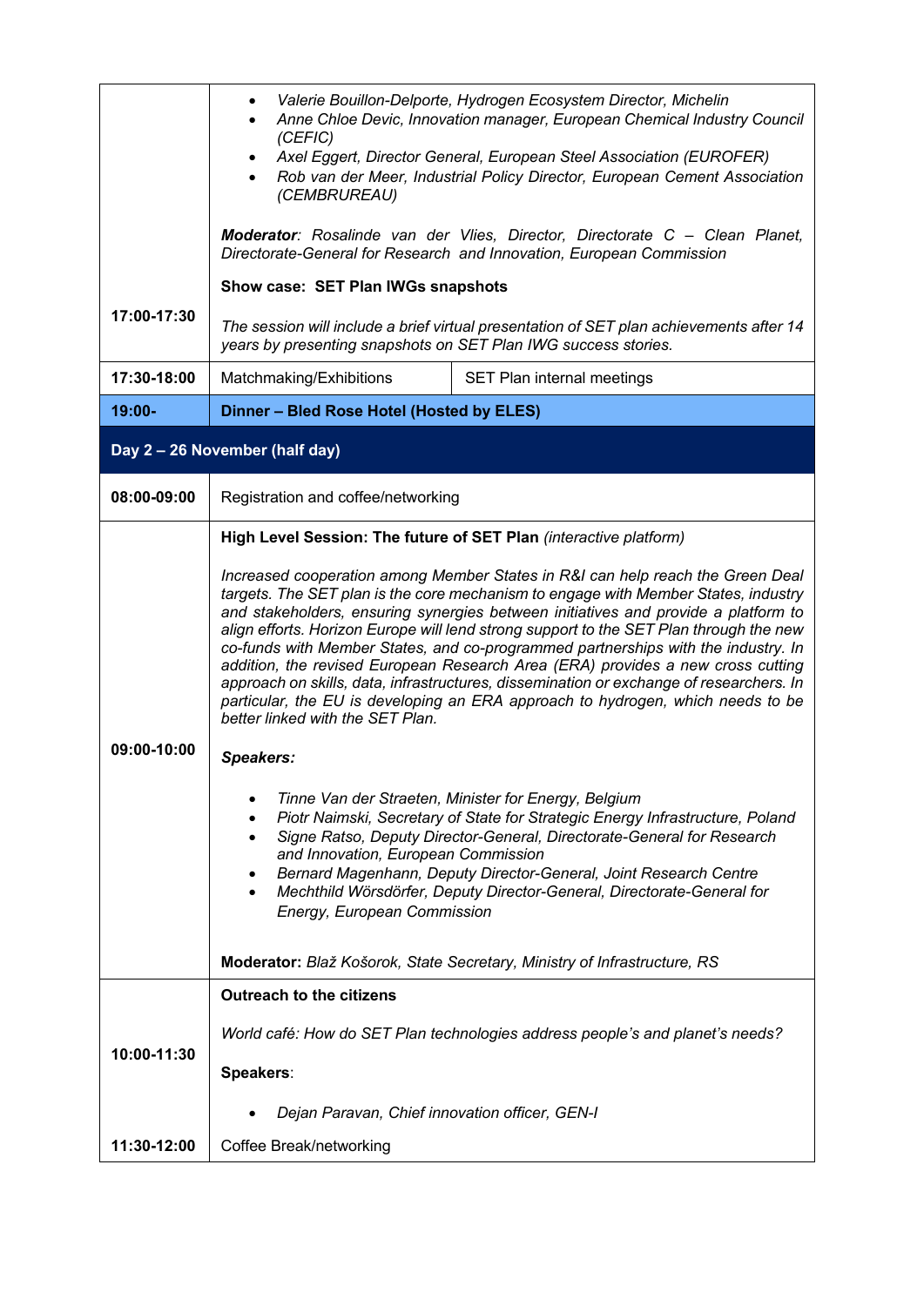| | | |
|---|---|---|
| 17:00-17:30 | • *Valerie Bouillon-Delporte, Hydrogen Ecosystem Director, Michelin*<br>• *Anne Chloe Devic, Innovation manager, European Chemical Industry Council (CEFIC)*<br>• *Axel Eggert, Director General, European Steel Association (EUROFER)*<br>• *Rob van der Meer, Industrial Policy Director, European Cement Association (CEMBRUREAU)*<br><br>***Moderator****: Rosalinde van der Vlies, Director, Directorate C – Clean Planet, Directorate-General for Research and Innovation, European Commission*<br><br>**Show case: SET Plan IWGs snapshots**<br><br>*The session will include a brief virtual presentation of SET plan achievements after 14 years by presenting snapshots on SET Plan IWG success stories.* | |
| 17:30-18:00 | Matchmaking/Exhibitions | SET Plan internal meetings |
| **19:00-** | **Dinner – Bled Rose Hotel (Hosted by ELES)** | |
| **Day 2 – 26 November (half day)** | | |
| 08:00-09:00 | Registration and coffee/networking | |
| 09:00-10:00 | **High Level Session: The future of SET Plan** *(interactive platform)*<br><br>*Increased cooperation among Member States in R&I can help reach the Green Deal targets. The SET plan is the core mechanism to engage with Member States, industry and stakeholders, ensuring synergies between initiatives and provide a platform to align efforts. Horizon Europe will lend strong support to the SET Plan through the new co-funds with Member States, and co-programmed partnerships with the industry. In addition, the revised European Research Area (ERA) provides a new cross cutting approach on skills, data, infrastructures, dissemination or exchange of researchers. In particular, the EU is developing an ERA approach to hydrogen, which needs to be better linked with the SET Plan.*<br><br>***Speakers:***<br><br>• *Tinne Van der Straeten, Minister for Energy, Belgium*<br>• *Piotr Naimski, Secretary of State for Strategic Energy Infrastructure, Poland*<br>• *Signe Ratso, Deputy Director-General, Directorate-General for Research and Innovation, European Commission*<br>• *Bernard Magenhann, Deputy Director-General, Joint Research Centre*<br>• *Mechthild Wörsdörfer, Deputy Director-General, Directorate-General for Energy, European Commission*<br><br>**Moderator:** *Blaž Košorok, State Secretary, Ministry of Infrastructure, RS* | |
| 10:00-11:30 | **Outreach to the citizens**<br><br>*World café: How do SET Plan technologies address people's and planet's needs?*<br><br>**Speakers**:<br><br>• *Dejan Paravan, Chief innovation officer, GEN-I* | |
| 11:30-12:00 | Coffee Break/networking | |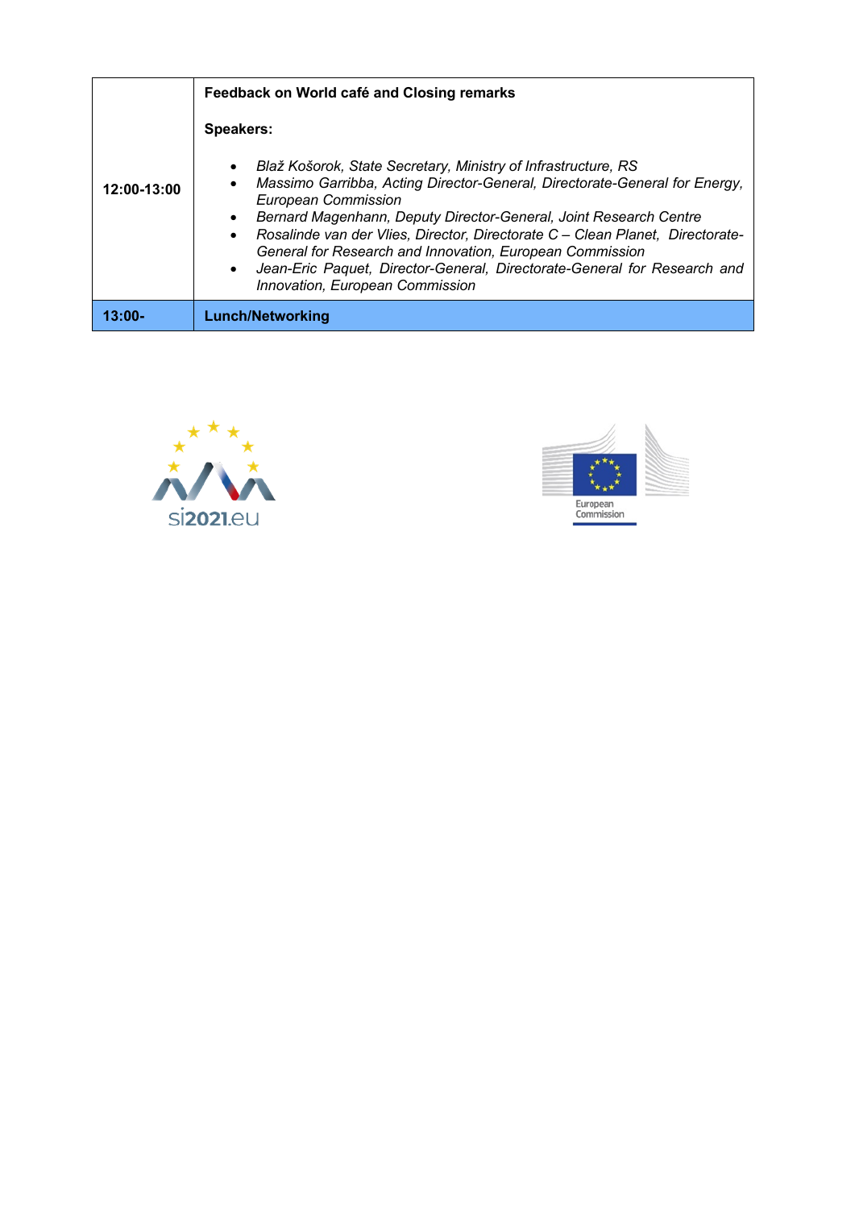| | |
|---|---|
| **12:00-13:00** | **Feedback on World café and Closing remarks**<br><br>**Speakers:**<br><br>• *Blaž Košorok, State Secretary, Ministry of Infrastructure, RS*<br>• *Massimo Garribba, Acting Director-General, Directorate-General for Energy, European Commission*<br>• *Bernard Magenhann, Deputy Director-General, Joint Research Centre*<br>• *Rosalinde van der Vlies, Director, Directorate C – Clean Planet, Directorate-General for Research and Innovation, European Commission*<br>• *Jean-Eric Paquet, Director-General, Directorate-General for Research and Innovation, European Commission* |
| **13:00-** | **Lunch/Networking** |

si2021.eu

European Commission